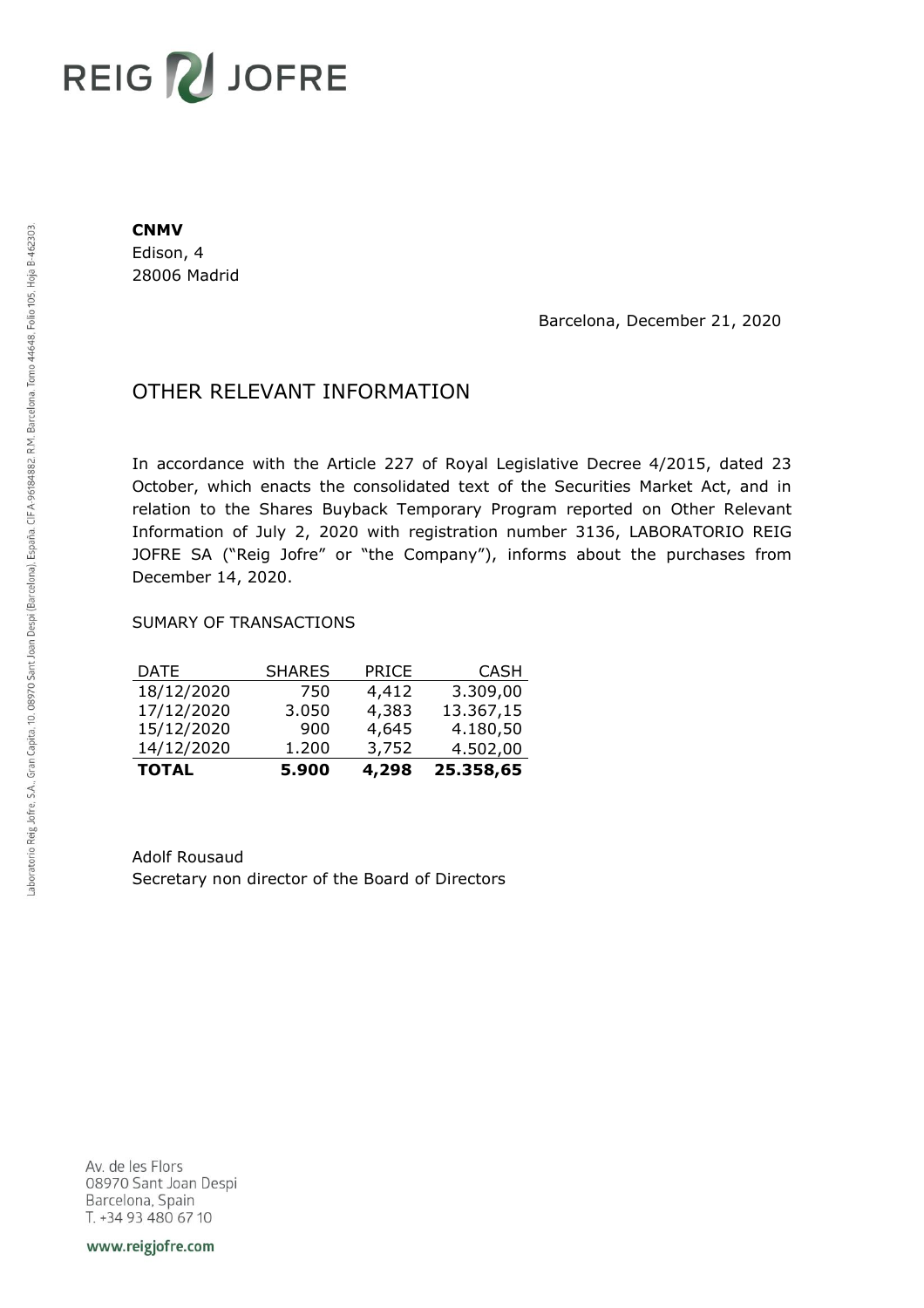**CNMV**
Edison, 4
28006 Madrid

Barcelona, December 21, 2020

# OTHER RELEVANT INFORMATION

In accordance with the Article 227 of Royal Legislative Decree 4/2015, dated 23 October, which enacts the consolidated text of the Securities Market Act, and in relation to the Shares Buyback Temporary Program reported on Other Relevant Information of July 2, 2020 with registration number 3136, LABORATORIO REIG JOFRE SA ("Reig Jofre" or "the Company"), informs about the purchases from December 14, 2020.

SUMARY OF TRANSACTIONS

| DATE | SHARES | PRICE | CASH |
|---|---|---|---|
| 18/12/2020 | 750 | 4,412 | 3.309,00 |
| 17/12/2020 | 3.050 | 4,383 | 13.367,15 |
| 15/12/2020 | 900 | 4,645 | 4.180,50 |
| 14/12/2020 | 1.200 | 3,752 | 4.502,00 |
| **TOTAL** | **5.900** | **4,298** | **25.358,65** |

Adolf Rousaud
Secretary non director of the Board of Directors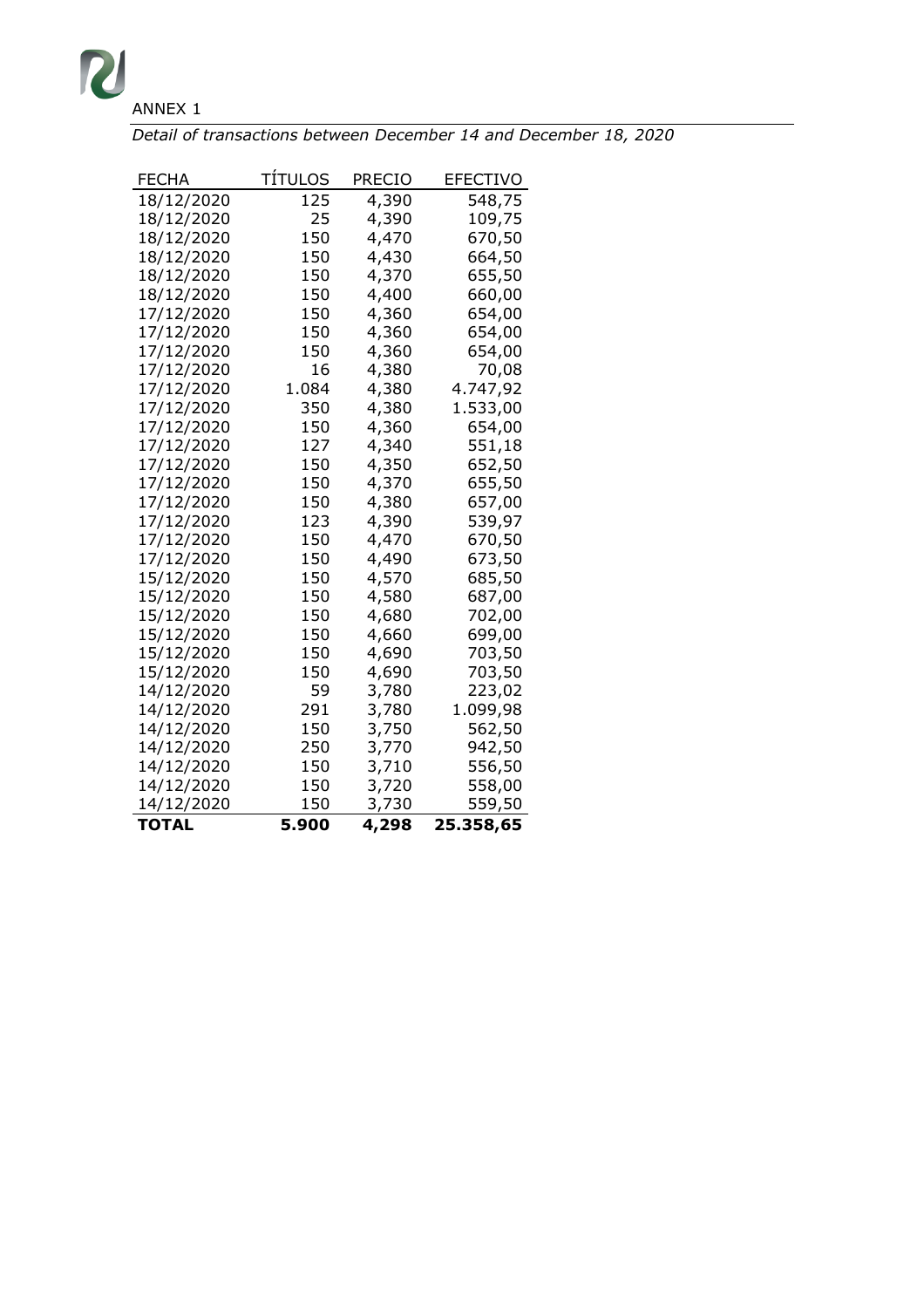ANNEX 1

*Detail of transactions between December 14 and December 18, 2020*

| FECHA | TÍTULOS | PRECIO | EFECTIVO |
|---|---|---|---|
| 18/12/2020 | 125 | 4,390 | 548,75 |
| 18/12/2020 | 25 | 4,390 | 109,75 |
| 18/12/2020 | 150 | 4,470 | 670,50 |
| 18/12/2020 | 150 | 4,430 | 664,50 |
| 18/12/2020 | 150 | 4,370 | 655,50 |
| 18/12/2020 | 150 | 4,400 | 660,00 |
| 17/12/2020 | 150 | 4,360 | 654,00 |
| 17/12/2020 | 150 | 4,360 | 654,00 |
| 17/12/2020 | 150 | 4,360 | 654,00 |
| 17/12/2020 | 16 | 4,380 | 70,08 |
| 17/12/2020 | 1.084 | 4,380 | 4.747,92 |
| 17/12/2020 | 350 | 4,380 | 1.533,00 |
| 17/12/2020 | 150 | 4,360 | 654,00 |
| 17/12/2020 | 127 | 4,340 | 551,18 |
| 17/12/2020 | 150 | 4,350 | 652,50 |
| 17/12/2020 | 150 | 4,370 | 655,50 |
| 17/12/2020 | 150 | 4,380 | 657,00 |
| 17/12/2020 | 123 | 4,390 | 539,97 |
| 17/12/2020 | 150 | 4,470 | 670,50 |
| 17/12/2020 | 150 | 4,490 | 673,50 |
| 15/12/2020 | 150 | 4,570 | 685,50 |
| 15/12/2020 | 150 | 4,580 | 687,00 |
| 15/12/2020 | 150 | 4,680 | 702,00 |
| 15/12/2020 | 150 | 4,660 | 699,00 |
| 15/12/2020 | 150 | 4,690 | 703,50 |
| 15/12/2020 | 150 | 4,690 | 703,50 |
| 14/12/2020 | 59 | 3,780 | 223,02 |
| 14/12/2020 | 291 | 3,780 | 1.099,98 |
| 14/12/2020 | 150 | 3,750 | 562,50 |
| 14/12/2020 | 250 | 3,770 | 942,50 |
| 14/12/2020 | 150 | 3,710 | 556,50 |
| 14/12/2020 | 150 | 3,720 | 558,00 |
| 14/12/2020 | 150 | 3,730 | 559,50 |
| **TOTAL** | **5.900** | **4,298** | **25.358,65** |